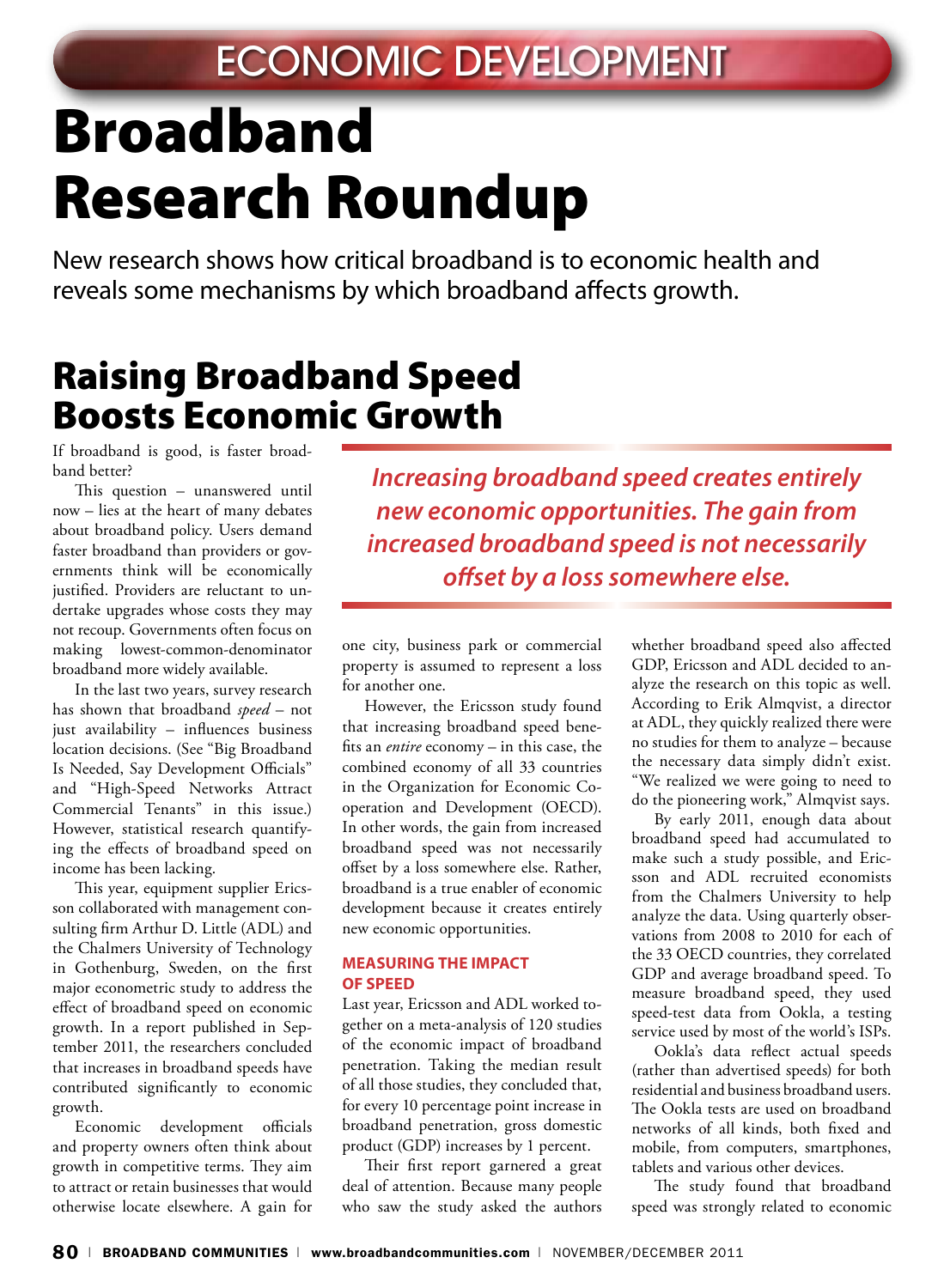ECONOMIC DEVELOPMENT

# Broadband Research Roundup

New research shows how critical broadband is to economic health and reveals some mechanisms by which broadband affects growth.

## Raising Broadband Speed Boosts Economic Growth

If broadband is good, is faster broadband better?

This question – unanswered until now – lies at the heart of many debates about broadband policy. Users demand faster broadband than providers or governments think will be economically justified. Providers are reluctant to undertake upgrades whose costs they may not recoup. Governments often focus on making lowest-common-denominator broadband more widely available.

In the last two years, survey research has shown that broadband *speed* – not just availability – influences business location decisions. (See "Big Broadband Is Needed, Say Development Officials" and "High-Speed Networks Attract Commercial Tenants" in this issue.) However, statistical research quantifying the effects of broadband speed on income has been lacking.

This year, equipment supplier Ericsson collaborated with management consulting firm Arthur D. Little (ADL) and the Chalmers University of Technology in Gothenburg, Sweden, on the first major econometric study to address the effect of broadband speed on economic growth. In a report published in September 2011, the researchers concluded that increases in broadband speeds have contributed significantly to economic growth.

Economic development officials and property owners often think about growth in competitive terms. They aim to attract or retain businesses that would otherwise locate elsewhere. A gain for one city, business park or commercial property is assumed to represent a loss for another one.

> *Increasing broadband speed creates entirely new economic opportunities. The gain from increased broadband speed is not necessarily offset by a loss somewhere else.*

However, the Ericsson study found that increasing broadband speed benefits an *entire* economy – in this case, the combined economy of all 33 countries in the Organization for Economic Cooperation and Development (OECD). In other words, the gain from increased broadband speed was not necessarily offset by a loss somewhere else. Rather, broadband is a true enabler of economic development because it creates entirely new economic opportunities.

### MEASURING THE IMPACT OF SPEED

Last year, Ericsson and ADL worked together on a meta-analysis of 120 studies of the economic impact of broadband penetration. Taking the median result of all those studies, they concluded that, for every 10 percentage point increase in broadband penetration, gross domestic product (GDP) increases by 1 percent.

Their first report garnered a great deal of attention. Because many people who saw the study asked the authors whether broadband speed also affected GDP, Ericsson and ADL decided to analyze the research on this topic as well. According to Erik Almqvist, a director at ADL, they quickly realized there were no studies for them to analyze – because the necessary data simply didn't exist. "We realized we were going to need to do the pioneering work," Almqvist says.

By early 2011, enough data about broadband speed had accumulated to make such a study possible, and Ericsson and ADL recruited economists from the Chalmers University to help analyze the data. Using quarterly observations from 2008 to 2010 for each of the 33 OECD countries, they correlated GDP and average broadband speed. To measure broadband speed, they used speed-test data from Ookla, a testing service used by most of the world's ISPs.

Ookla's data reflect actual speeds (rather than advertised speeds) for both residential and business broadband users. The Ookla tests are used on broadband networks of all kinds, both fixed and mobile, from computers, smartphones, tablets and various other devices.

The study found that broadband speed was strongly related to economic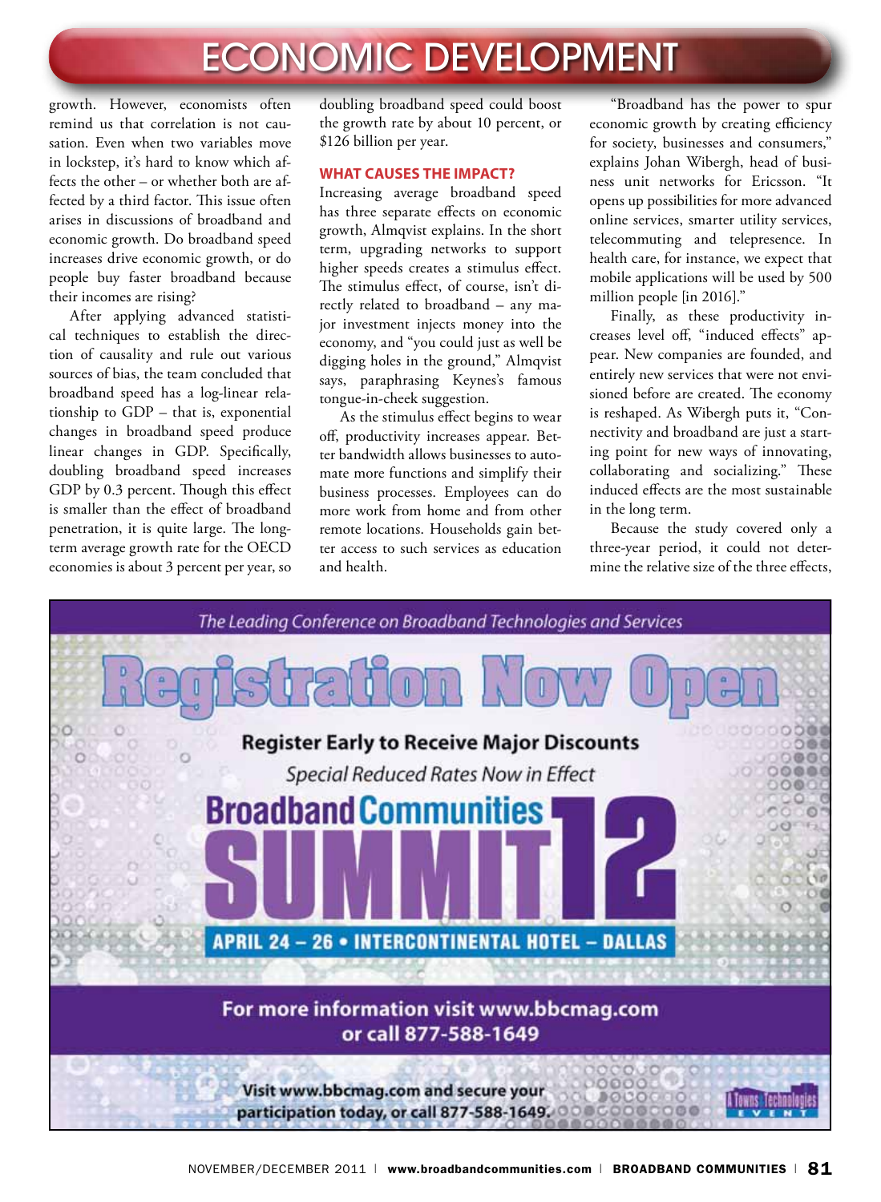growth. However, economists often remind us that correlation is not causation. Even when two variables move in lockstep, it's hard to know which affects the other – or whether both are affected by a third factor. This issue often arises in discussions of broadband and economic growth. Do broadband speed increases drive economic growth, or do people buy faster broadband because their incomes are rising?

After applying advanced statistical techniques to establish the direction of causality and rule out various sources of bias, the team concluded that broadband speed has a log-linear relationship to GDP – that is, exponential changes in broadband speed produce linear changes in GDP. Specifically, doubling broadband speed increases GDP by 0.3 percent. Though this effect is smaller than the effect of broadband penetration, it is quite large. The long-term average growth rate for the OECD economies is about 3 percent per year, so doubling broadband speed could boost the growth rate by about 10 percent, or $126 billion per year.

### WHAT CAUSES THE IMPACT?

Increasing average broadband speed has three separate effects on economic growth, Almqvist explains. In the short term, upgrading networks to support higher speeds creates a stimulus effect. The stimulus effect, of course, isn't directly related to broadband – any major investment injects money into the economy, and "you could just as well be digging holes in the ground," Almqvist says, paraphrasing Keynes's famous tongue-in-cheek suggestion.

As the stimulus effect begins to wear off, productivity increases appear. Better bandwidth allows businesses to automate more functions and simplify their business processes. Employees can do more work from home and from other remote locations. Households gain better access to such services as education and health.

"Broadband has the power to spur economic growth by creating efficiency for society, businesses and consumers," explains Johan Wibergh, head of business unit networks for Ericsson. "It opens up possibilities for more advanced online services, smarter utility services, telecommuting and telepresence. In health care, for instance, we expect that mobile applications will be used by 500 million people [in 2016]."

Finally, as these productivity increases level off, "induced effects" appear. New companies are founded, and entirely new services that were not envisioned before are created. The economy is reshaped. As Wibergh puts it, "Connectivity and broadband are just a starting point for new ways of innovating, collaborating and socializing." These induced effects are the most sustainable in the long term.

Because the study covered only a three-year period, it could not determine the relative size of the three effects,

*The Leading Conference on Broadband Technologies and Services*

**Registration Now Open**

**Register Early to Receive Major Discounts**

*Special Reduced Rates Now in Effect*

**Broadband Communities SUMMIT 12**

**APRIL 24 – 26 • INTERCONTINENTAL HOTEL – DALLAS**

**For more information visit www.bbcmag.com or call 877-588-1649**

**Visit www.bbcmag.com and secure your participation today, or call 877-588-1649.**

A Towns & Technologies EVENT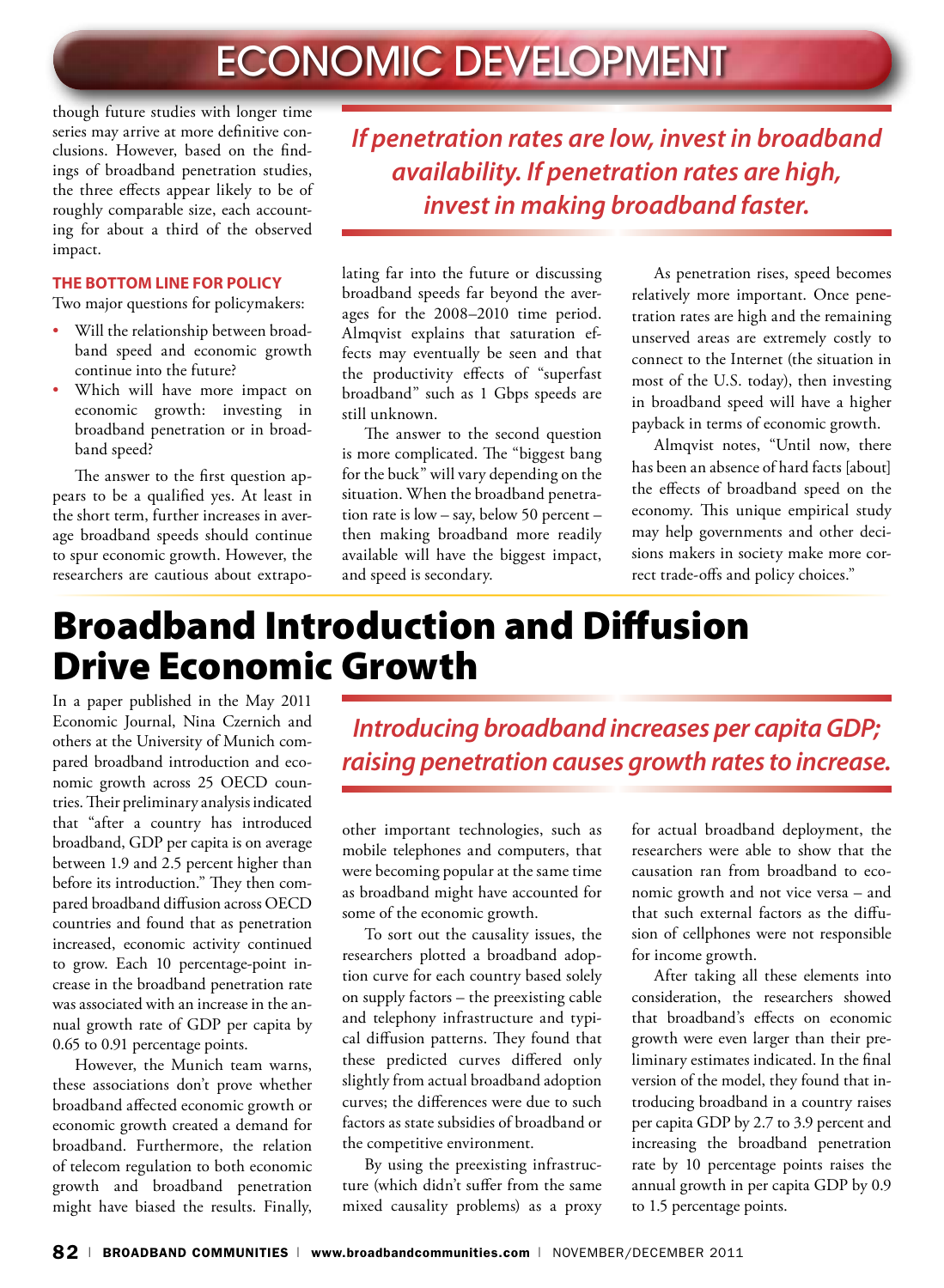though future studies with longer time series may arrive at more definitive conclusions. However, based on the findings of broadband penetration studies, the three effects appear likely to be of roughly comparable size, each accounting for about a third of the observed impact.

*If penetration rates are low, invest in broadband availability. If penetration rates are high, invest in making broadband faster.*

### THE BOTTOM LINE FOR POLICY

Two major questions for policymakers:

- Will the relationship between broadband speed and economic growth continue into the future?
- Which will have more impact on economic growth: investing in broadband penetration or in broadband speed?

The answer to the first question appears to be a qualified yes. At least in the short term, further increases in average broadband speeds should continue to spur economic growth. However, the researchers are cautious about extrapolating far into the future or discussing broadband speeds far beyond the averages for the 2008–2010 time period. Almqvist explains that saturation effects may eventually be seen and that the productivity effects of "superfast broadband" such as 1 Gbps speeds are still unknown.

The answer to the second question is more complicated. The "biggest bang for the buck" will vary depending on the situation. When the broadband penetration rate is low – say, below 50 percent – then making broadband more readily available will have the biggest impact, and speed is secondary.

As penetration rises, speed becomes relatively more important. Once penetration rates are high and the remaining unserved areas are extremely costly to connect to the Internet (the situation in most of the U.S. today), then investing in broadband speed will have a higher payback in terms of economic growth.

Almqvist notes, "Until now, there has been an absence of hard facts [about] the effects of broadband speed on the economy. This unique empirical study may help governments and other decisions makers in society make more correct trade-offs and policy choices."

# Broadband Introduction and Diffusion Drive Economic Growth

*Introducing broadband increases per capita GDP; raising penetration causes growth rates to increase.*

In a paper published in the May 2011 Economic Journal, Nina Czernich and others at the University of Munich compared broadband introduction and economic growth across 25 OECD countries. Their preliminary analysis indicated that "after a country has introduced broadband, GDP per capita is on average between 1.9 and 2.5 percent higher than before its introduction." They then compared broadband diffusion across OECD countries and found that as penetration increased, economic activity continued to grow. Each 10 percentage-point increase in the broadband penetration rate was associated with an increase in the annual growth rate of GDP per capita by 0.65 to 0.91 percentage points.

However, the Munich team warns, these associations don't prove whether broadband affected economic growth or economic growth created a demand for broadband. Furthermore, the relation of telecom regulation to both economic growth and broadband penetration might have biased the results. Finally, other important technologies, such as mobile telephones and computers, that were becoming popular at the same time as broadband might have accounted for some of the economic growth.

To sort out the causality issues, the researchers plotted a broadband adoption curve for each country based solely on supply factors – the preexisting cable and telephony infrastructure and typical diffusion patterns. They found that these predicted curves differed only slightly from actual broadband adoption curves; the differences were due to such factors as state subsidies of broadband or the competitive environment.

By using the preexisting infrastructure (which didn't suffer from the same mixed causality problems) as a proxy for actual broadband deployment, the researchers were able to show that the causation ran from broadband to economic growth and not vice versa – and that such external factors as the diffusion of cellphones were not responsible for income growth.

After taking all these elements into consideration, the researchers showed that broadband's effects on economic growth were even larger than their preliminary estimates indicated. In the final version of the model, they found that introducing broadband in a country raises per capita GDP by 2.7 to 3.9 percent and increasing the broadband penetration rate by 10 percentage points raises the annual growth in per capita GDP by 0.9 to 1.5 percentage points.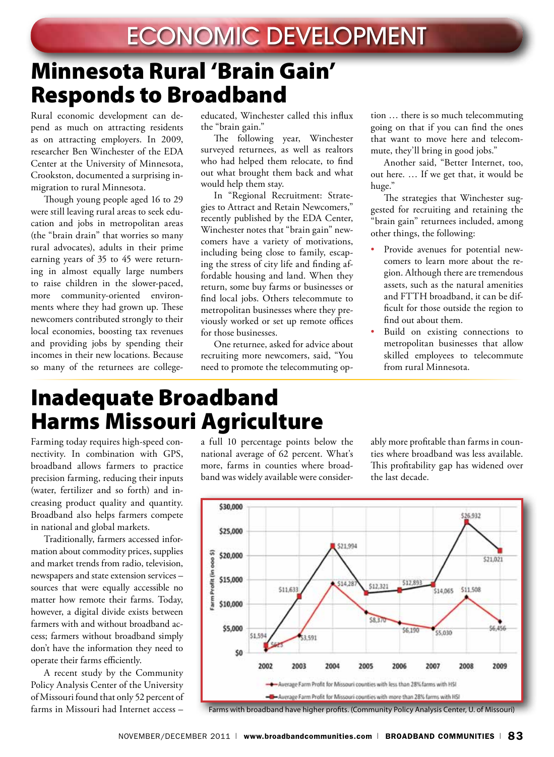// ECONOMIC DEVELOPMENT

# Minnesota Rural 'Brain Gain' Responds to Broadband

Rural economic development can depend as much on attracting residents as on attracting employers. In 2009, researcher Ben Winchester of the EDA Center at the University of Minnesota, Crookston, documented a surprising in-migration to rural Minnesota.

Though young people aged 16 to 29 were still leaving rural areas to seek education and jobs in metropolitan areas (the "brain drain" that worries so many rural advocates), adults in their prime earning years of 35 to 45 were returning in almost equally large numbers to raise children in the slower-paced, more community-oriented environments where they had grown up. These newcomers contributed strongly to their local economies, boosting tax revenues and providing jobs by spending their incomes in their new locations. Because so many of the returnees are college-educated, Winchester called this influx the "brain gain."

The following year, Winchester surveyed returnees, as well as realtors who had helped them relocate, to find out what brought them back and what would help them stay.

In "Regional Recruitment: Strategies to Attract and Retain Newcomers," recently published by the EDA Center, Winchester notes that "brain gain" newcomers have a variety of motivations, including being close to family, escaping the stress of city life and finding affordable housing and land. When they return, some buy farms or businesses or find local jobs. Others telecommute to metropolitan businesses where they previously worked or set up remote offices for those businesses.

One returnee, asked for advice about recruiting more newcomers, said, "You need to promote the telecommuting option … there is so much telecommuting going on that if you can find the ones that want to move here and telecommute, they'll bring in good jobs."

Another said, "Better Internet, too, out here. … If we get that, it would be huge."

The strategies that Winchester suggested for recruiting and retaining the "brain gain" returnees included, among other things, the following:

- Provide avenues for potential newcomers to learn more about the region. Although there are tremendous assets, such as the natural amenities and FTTH broadband, it can be difficult for those outside the region to find out about them.
- Build on existing connections to metropolitan businesses that allow skilled employees to telecommute from rural Minnesota.

# Inadequate Broadband Harms Missouri Agriculture

Farming today requires high-speed connectivity. In combination with GPS, broadband allows farmers to practice precision farming, reducing their inputs (water, fertilizer and so forth) and increasing product quality and quantity. Broadband also helps farmers compete in national and global markets.

Traditionally, farmers accessed information about commodity prices, supplies and market trends from radio, television, newspapers and state extension services – sources that were equally accessible no matter how remote their farms. Today, however, a digital divide exists between farmers with and without broadband access; farmers without broadband simply don't have the information they need to operate their farms efficiently.

A recent study by the Community Policy Analysis Center of the University of Missouri found that only 52 percent of farms in Missouri had Internet access – a full 10 percentage points below the national average of 62 percent. What's more, farms in counties where broadband was widely available were considerably more profitable than farms in counties where broadband was less available. This profitability gap has widened over the last decade.

| Year | Average Farm Profit for Missouri counties with less than 28% farms with HSI (in 000 $) | Average Farm Profit for Missouri counties with more than 28% farms with HSI (in 000 $) |
|---|---|---|
| 2002 | $623 | $1,594 |
| 2003 | $3,591 | $11,633 |
| 2004 | $14,287 | $21,994 |
| 2005 | $8,370 | $12,321 |
| 2006 | $6,190 | $12,893 |
| 2007 | $5,030 | $14,065 |
| 2008 | $11,508 | $26,932 |
| 2009 | $6,456 | $21,021 |

Farms with broadband have higher profits. (Community Policy Analysis Center, U. of Missouri)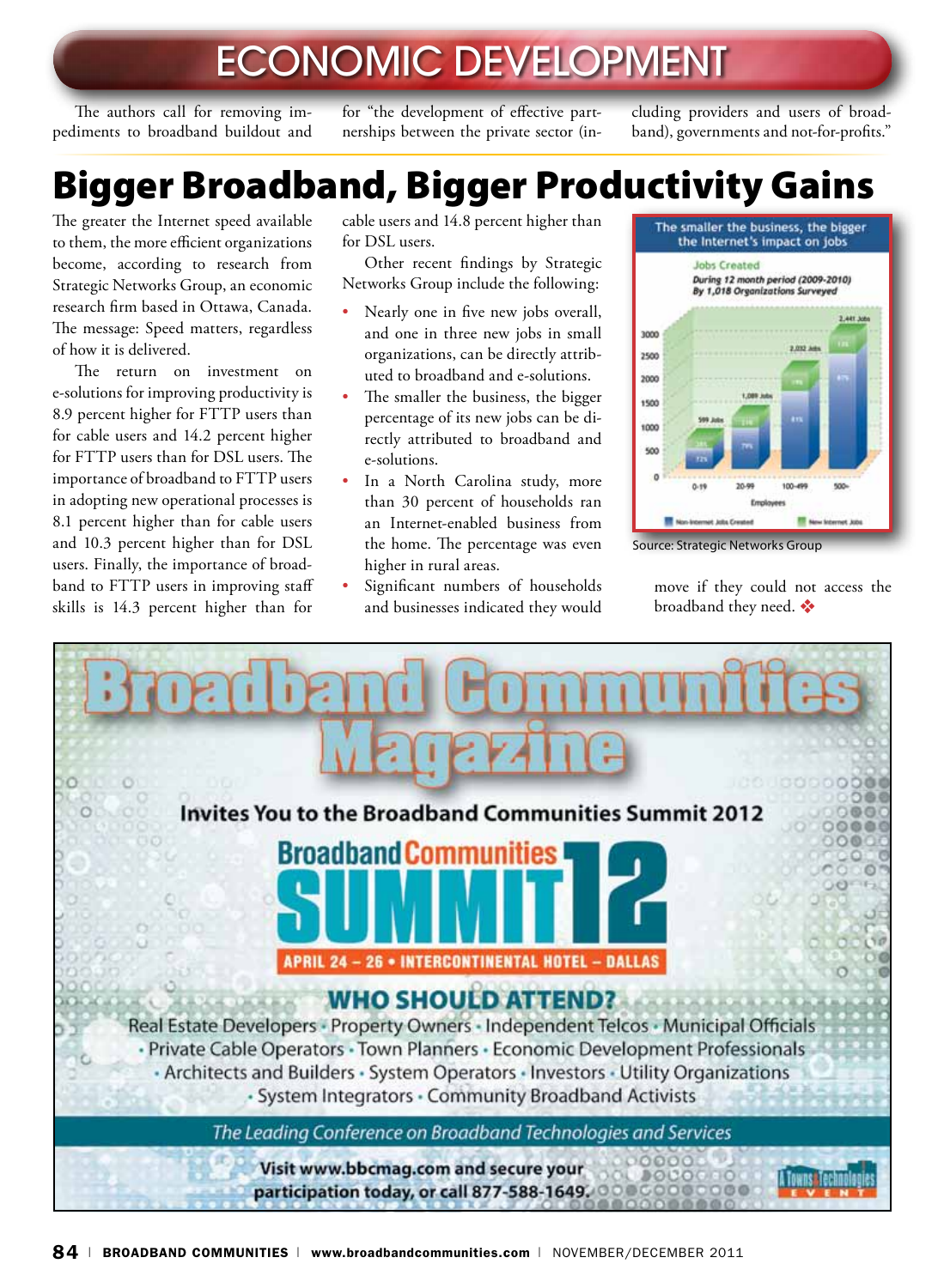The authors call for removing impediments to broadband buildout and for "the development of effective partnerships between the private sector (including providers and users of broadband), governments and not-for-profits."

# Bigger Broadband, Bigger Productivity Gains

The greater the Internet speed available to them, the more efficient organizations become, according to research from Strategic Networks Group, an economic research firm based in Ottawa, Canada. The message: Speed matters, regardless of how it is delivered.

The return on investment on e-solutions for improving productivity is 8.9 percent higher for FTTP users than for cable users and 14.2 percent higher for FTTP users than for DSL users. The importance of broadband to FTTP users in adopting new operational processes is 8.1 percent higher than for cable users and 10.3 percent higher than for DSL users. Finally, the importance of broadband to FTTP users in improving staff skills is 14.3 percent higher than for cable users and 14.8 percent higher than for DSL users.

Other recent findings by Strategic Networks Group include the following:

- Nearly one in five new jobs overall, and one in three new jobs in small organizations, can be directly attributed to broadband and e-solutions.
- The smaller the business, the bigger percentage of its new jobs can be directly attributed to broadband and e-solutions.
- In a North Carolina study, more than 30 percent of households ran an Internet-enabled business from the home. The percentage was even higher in rural areas.
- Significant numbers of households and businesses indicated they would move if they could not access the broadband they need. ❖

The smaller the business, the bigger the Internet's impact on jobs

Jobs Created
During 12 month period (2009-2010)
By 1,018 Organizations Surveyed

599 Jobs
1,089 Jobs
2,032 Jobs
2,441 Jobs

0-19
20-99
100-499
500+
Employees

Non-Internet Jobs Created
New Internet Jobs

Source: Strategic Networks Group

---

# Broadband Communities Magazine

Invites You to the Broadband Communities Summit 2012

**Broadband Communities SUMMIT 12**

**APRIL 24 – 26 • INTERCONTINENTAL HOTEL – DALLAS**

## WHO SHOULD ATTEND?

Real Estate Developers • Property Owners • Independent Telcos • Municipal Officials • Private Cable Operators • Town Planners • Economic Development Professionals • Architects and Builders • System Operators • Investors • Utility Organizations • System Integrators • Community Broadband Activists

*The Leading Conference on Broadband Technologies and Services*

**Visit www.bbcmag.com and secure your participation today, or call 877-588-1649.**

A Towns & Technologies EVENT